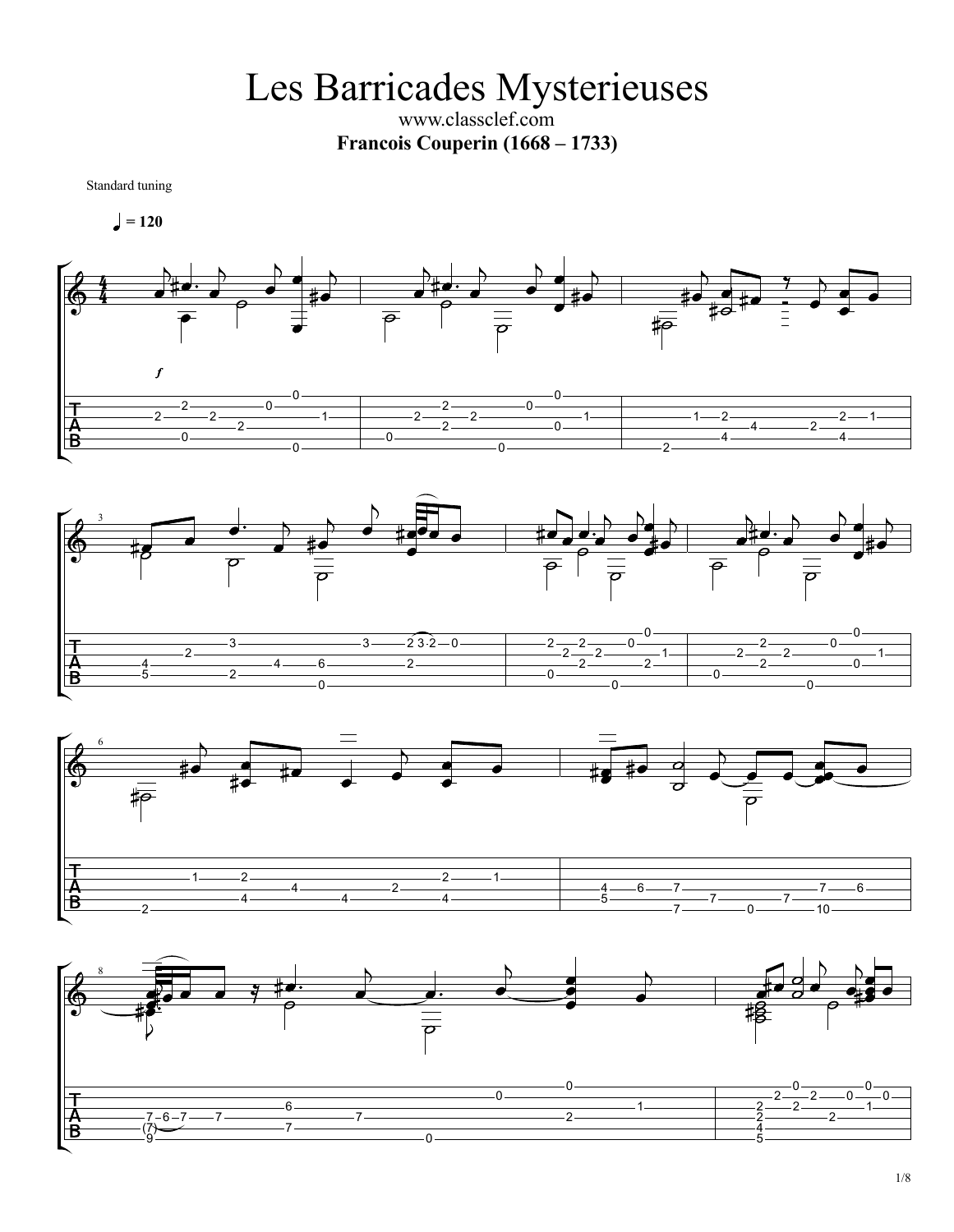# Les Barricades Mysterieuses

www.classclef.com

**Francois Couperin (1668 – 1733)**

Standard tuning

♩ = 120